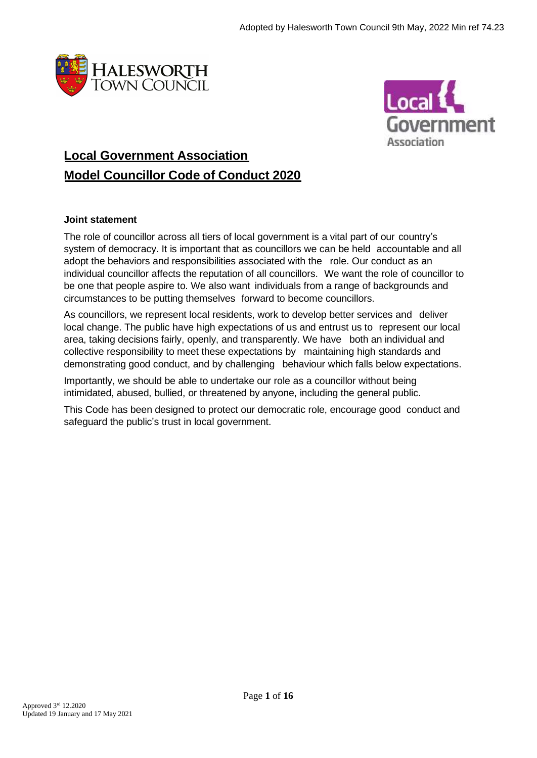Adopted by Halesworth Town Council 9th May, 2022 Min ref 74.23

# Local Government Association Model Councillor Code of Conduct 2020

**Joint statement**

The role of councillor across all tiers of local government is a vital part of our country's system of democracy. It is important that as councillors we can be held accountable and all adopt the behaviors and responsibilities associated with the role. Our conduct as an individual councillor affects the reputation of all councillors. We want the role of councillor to be one that people aspire to. We also want individuals from a range of backgrounds and circumstances to be putting themselves forward to become councillors.

As councillors, we represent local residents, work to develop better services and deliver local change. The public have high expectations of us and entrust us to represent our local area, taking decisions fairly, openly, and transparently. We have both an individual and collective responsibility to meet these expectations by maintaining high standards and demonstrating good conduct, and by challenging behaviour which falls below expectations.

Importantly, we should be able to undertake our role as a councillor without being intimidated, abused, bullied, or threatened by anyone, including the general public.

This Code has been designed to protect our democratic role, encourage good conduct and safeguard the public's trust in local government.

Approved 3rd 12.2020
Updated 19 January and 17 May 2021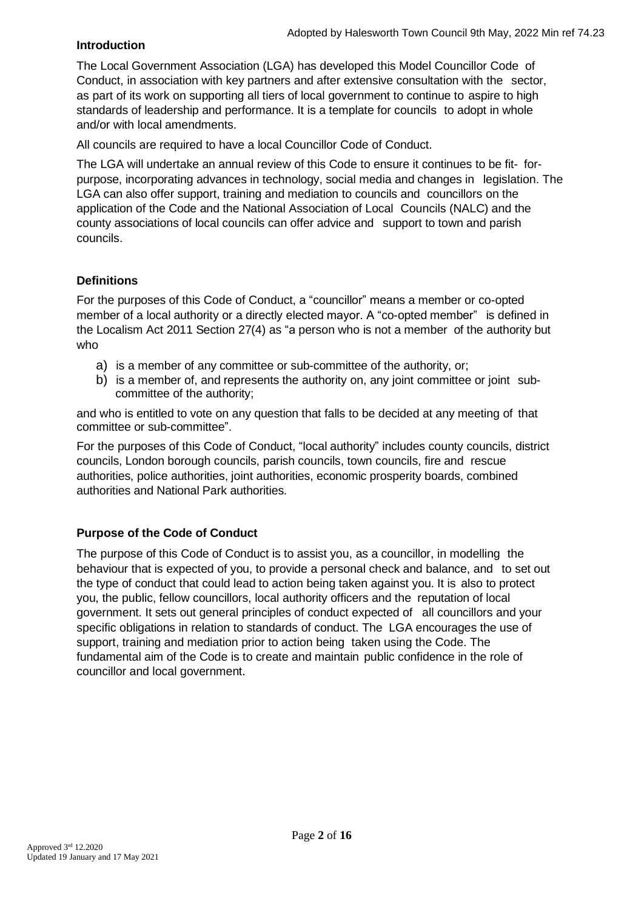**Introduction**

The Local Government Association (LGA) has developed this Model Councillor Code of Conduct, in association with key partners and after extensive consultation with the sector, as part of its work on supporting all tiers of local government to continue to aspire to high standards of leadership and performance. It is a template for councils to adopt in whole and/or with local amendments.

All councils are required to have a local Councillor Code of Conduct.

The LGA will undertake an annual review of this Code to ensure it continues to be fit- for-purpose, incorporating advances in technology, social media and changes in legislation. The LGA can also offer support, training and mediation to councils and councillors on the application of the Code and the National Association of Local Councils (NALC) and the county associations of local councils can offer advice and support to town and parish councils.

## Definitions

For the purposes of this Code of Conduct, a "councillor" means a member or co-opted member of a local authority or a directly elected mayor. A "co-opted member" is defined in the Localism Act 2011 Section 27(4) as "a person who is not a member of the authority but who

a) is a member of any committee or sub-committee of the authority, or;
b) is a member of, and represents the authority on, any joint committee or joint sub-committee of the authority;

and who is entitled to vote on any question that falls to be decided at any meeting of that committee or sub-committee".

For the purposes of this Code of Conduct, "local authority" includes county councils, district councils, London borough councils, parish councils, town councils, fire and rescue authorities, police authorities, joint authorities, economic prosperity boards, combined authorities and National Park authorities.

## Purpose of the Code of Conduct

The purpose of this Code of Conduct is to assist you, as a councillor, in modelling the behaviour that is expected of you, to provide a personal check and balance, and to set out the type of conduct that could lead to action being taken against you. It is also to protect you, the public, fellow councillors, local authority officers and the reputation of local government. It sets out general principles of conduct expected of all councillors and your specific obligations in relation to standards of conduct. The LGA encourages the use of support, training and mediation prior to action being taken using the Code. The fundamental aim of the Code is to create and maintain public confidence in the role of councillor and local government.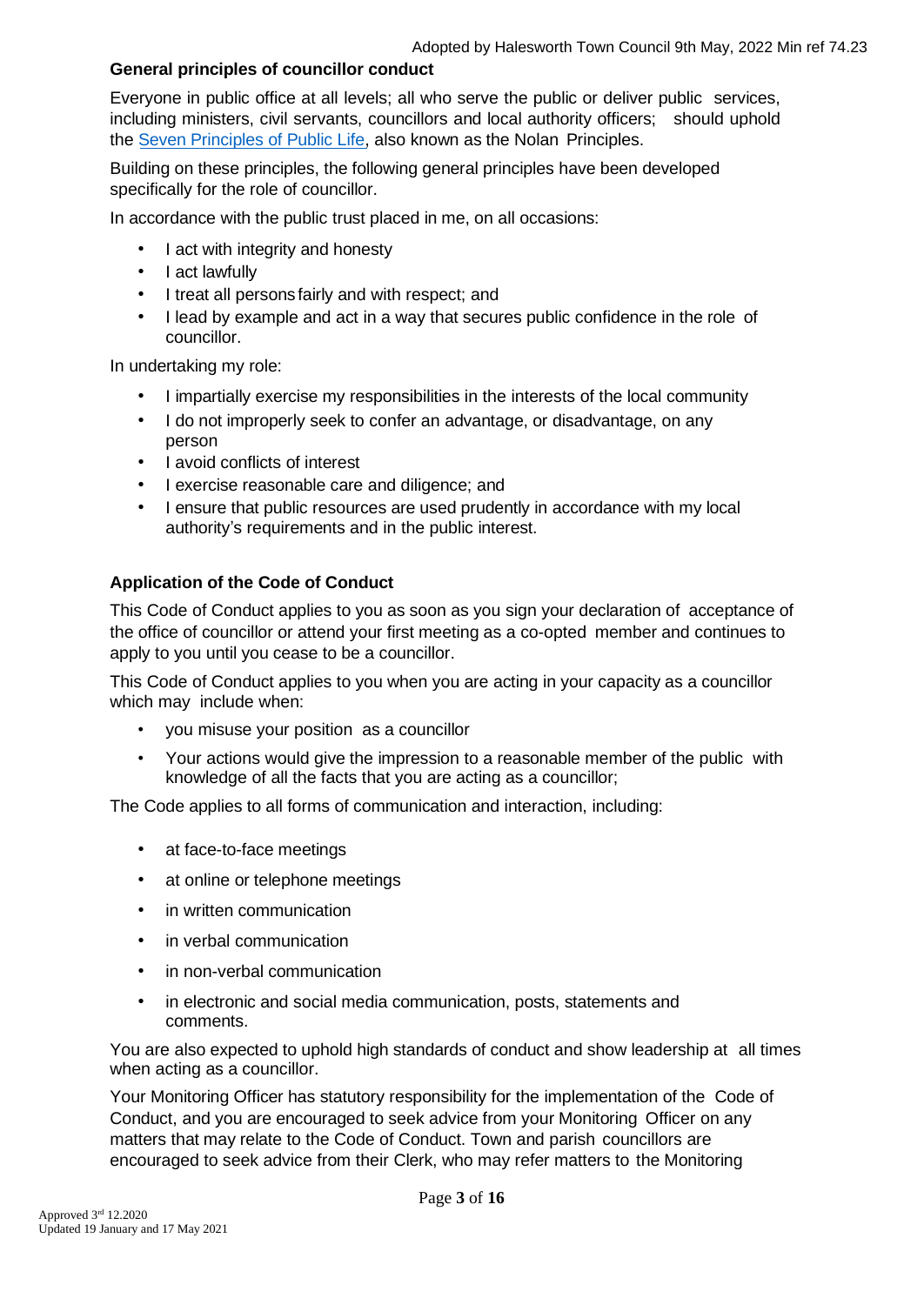## General principles of councillor conduct

Everyone in public office at all levels; all who serve the public or deliver public services, including ministers, civil servants, councillors and local authority officers; should uphold the Seven Principles of Public Life, also known as the Nolan Principles.

Building on these principles, the following general principles have been developed specifically for the role of councillor.

In accordance with the public trust placed in me, on all occasions:

- I act with integrity and honesty
- I act lawfully
- I treat all persons fairly and with respect; and
- I lead by example and act in a way that secures public confidence in the role of councillor.

In undertaking my role:

- I impartially exercise my responsibilities in the interests of the local community
- I do not improperly seek to confer an advantage, or disadvantage, on any person
- I avoid conflicts of interest
- I exercise reasonable care and diligence; and
- I ensure that public resources are used prudently in accordance with my local authority's requirements and in the public interest.

## Application of the Code of Conduct

This Code of Conduct applies to you as soon as you sign your declaration of acceptance of the office of councillor or attend your first meeting as a co-opted member and continues to apply to you until you cease to be a councillor.

This Code of Conduct applies to you when you are acting in your capacity as a councillor which may include when:

- you misuse your position as a councillor
- Your actions would give the impression to a reasonable member of the public with knowledge of all the facts that you are acting as a councillor;

The Code applies to all forms of communication and interaction, including:

- at face-to-face meetings
- at online or telephone meetings
- in written communication
- in verbal communication
- in non-verbal communication
- in electronic and social media communication, posts, statements and comments.

You are also expected to uphold high standards of conduct and show leadership at all times when acting as a councillor.

Your Monitoring Officer has statutory responsibility for the implementation of the Code of Conduct, and you are encouraged to seek advice from your Monitoring Officer on any matters that may relate to the Code of Conduct. Town and parish councillors are encouraged to seek advice from their Clerk, who may refer matters to the Monitoring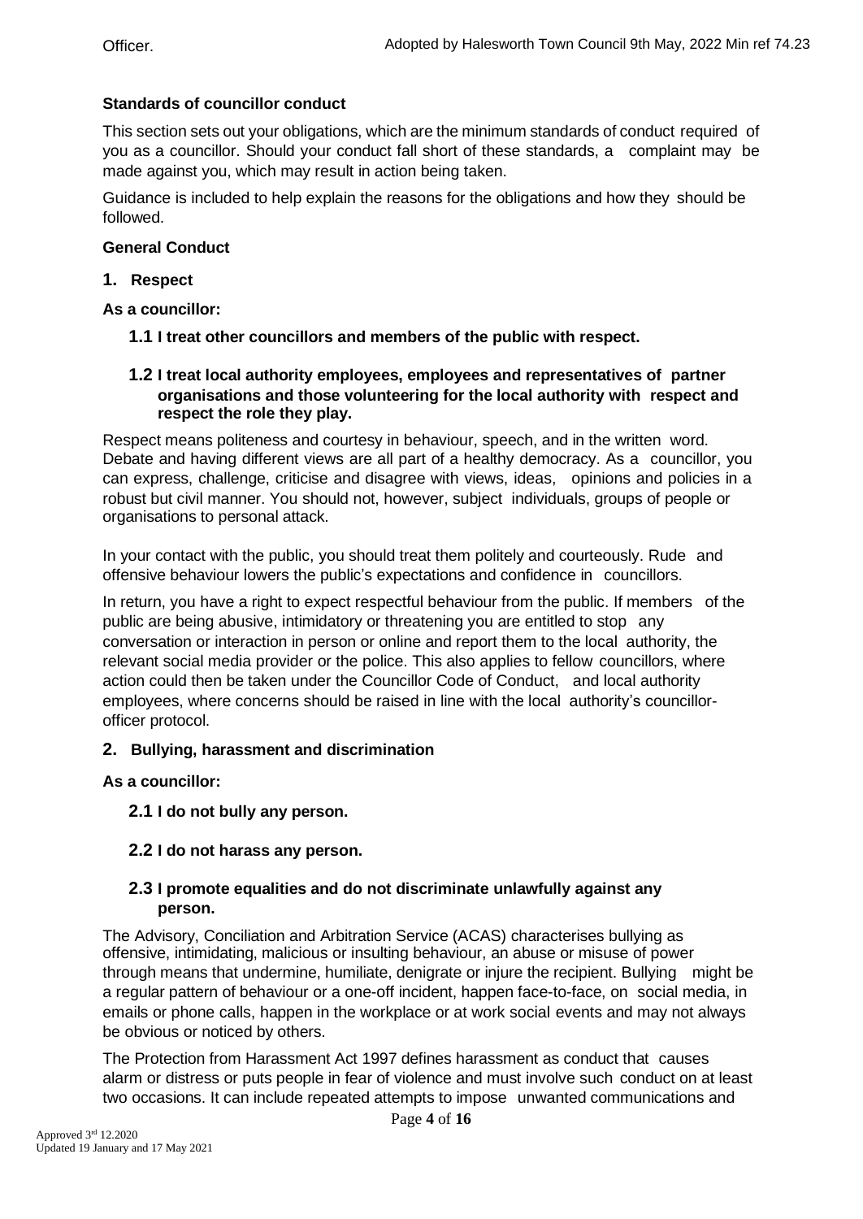Officer.

**Standards of councillor conduct**

This section sets out your obligations, which are the minimum standards of conduct required of you as a councillor. Should your conduct fall short of these standards, a complaint may be made against you, which may result in action being taken.

Guidance is included to help explain the reasons for the obligations and how they should be followed.

**General Conduct**

**1. Respect**

**As a councillor:**

**1.1 I treat other councillors and members of the public with respect.**

**1.2 I treat local authority employees, employees and representatives of partner organisations and those volunteering for the local authority with respect and respect the role they play.**

Respect means politeness and courtesy in behaviour, speech, and in the written word. Debate and having different views are all part of a healthy democracy. As a councillor, you can express, challenge, criticise and disagree with views, ideas, opinions and policies in a robust but civil manner. You should not, however, subject individuals, groups of people or organisations to personal attack.

In your contact with the public, you should treat them politely and courteously. Rude and offensive behaviour lowers the public's expectations and confidence in councillors.

In return, you have a right to expect respectful behaviour from the public. If members of the public are being abusive, intimidatory or threatening you are entitled to stop any conversation or interaction in person or online and report them to the local authority, the relevant social media provider or the police. This also applies to fellow councillors, where action could then be taken under the Councillor Code of Conduct, and local authority employees, where concerns should be raised in line with the local authority's councillor-officer protocol.

**2. Bullying, harassment and discrimination**

**As a councillor:**

**2.1 I do not bully any person.**

**2.2 I do not harass any person.**

**2.3 I promote equalities and do not discriminate unlawfully against any person.**

The Advisory, Conciliation and Arbitration Service (ACAS) characterises bullying as offensive, intimidating, malicious or insulting behaviour, an abuse or misuse of power through means that undermine, humiliate, denigrate or injure the recipient. Bullying might be a regular pattern of behaviour or a one-off incident, happen face-to-face, on social media, in emails or phone calls, happen in the workplace or at work social events and may not always be obvious or noticed by others.

The Protection from Harassment Act 1997 defines harassment as conduct that causes alarm or distress or puts people in fear of violence and must involve such conduct on at least two occasions. It can include repeated attempts to impose unwanted communications and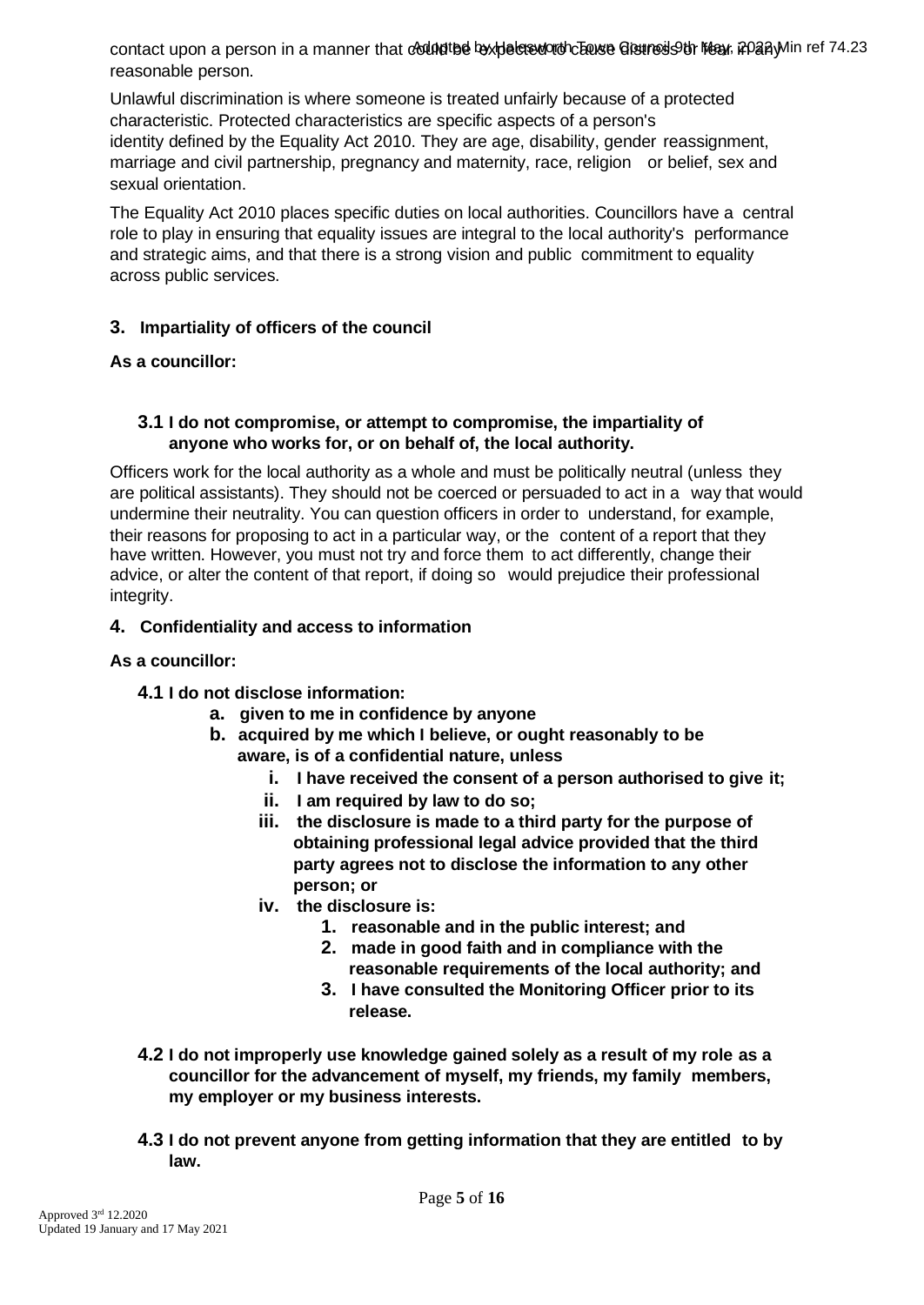contact upon a person in a manner that could be expected to cause distress or fear in any reasonable person.

Unlawful discrimination is where someone is treated unfairly because of a protected characteristic. Protected characteristics are specific aspects of a person's identity defined by the Equality Act 2010. They are age, disability, gender reassignment, marriage and civil partnership, pregnancy and maternity, race, religion or belief, sex and sexual orientation.

The Equality Act 2010 places specific duties on local authorities. Councillors have a central role to play in ensuring that equality issues are integral to the local authority's performance and strategic aims, and that there is a strong vision and public commitment to equality across public services.

### 3. Impartiality of officers of the council

**As a councillor:**

**3.1 I do not compromise, or attempt to compromise, the impartiality of anyone who works for, or on behalf of, the local authority.**

Officers work for the local authority as a whole and must be politically neutral (unless they are political assistants). They should not be coerced or persuaded to act in a way that would undermine their neutrality. You can question officers in order to understand, for example, their reasons for proposing to act in a particular way, or the content of a report that they have written. However, you must not try and force them to act differently, change their advice, or alter the content of that report, if doing so would prejudice their professional integrity.

### 4. Confidentiality and access to information

**As a councillor:**

**4.1 I do not disclose information:**

- **a. given to me in confidence by anyone**
- **b. acquired by me which I believe, or ought reasonably to be aware, is of a confidential nature, unless**
  - **i. I have received the consent of a person authorised to give it;**
  - **ii. I am required by law to do so;**
  - **iii. the disclosure is made to a third party for the purpose of obtaining professional legal advice provided that the third party agrees not to disclose the information to any other person; or**
  - **iv. the disclosure is:**
    1. **reasonable and in the public interest; and**
    2. **made in good faith and in compliance with the reasonable requirements of the local authority; and**
    3. **I have consulted the Monitoring Officer prior to its release.**

**4.2 I do not improperly use knowledge gained solely as a result of my role as a councillor for the advancement of myself, my friends, my family members, my employer or my business interests.**

**4.3 I do not prevent anyone from getting information that they are entitled to by law.**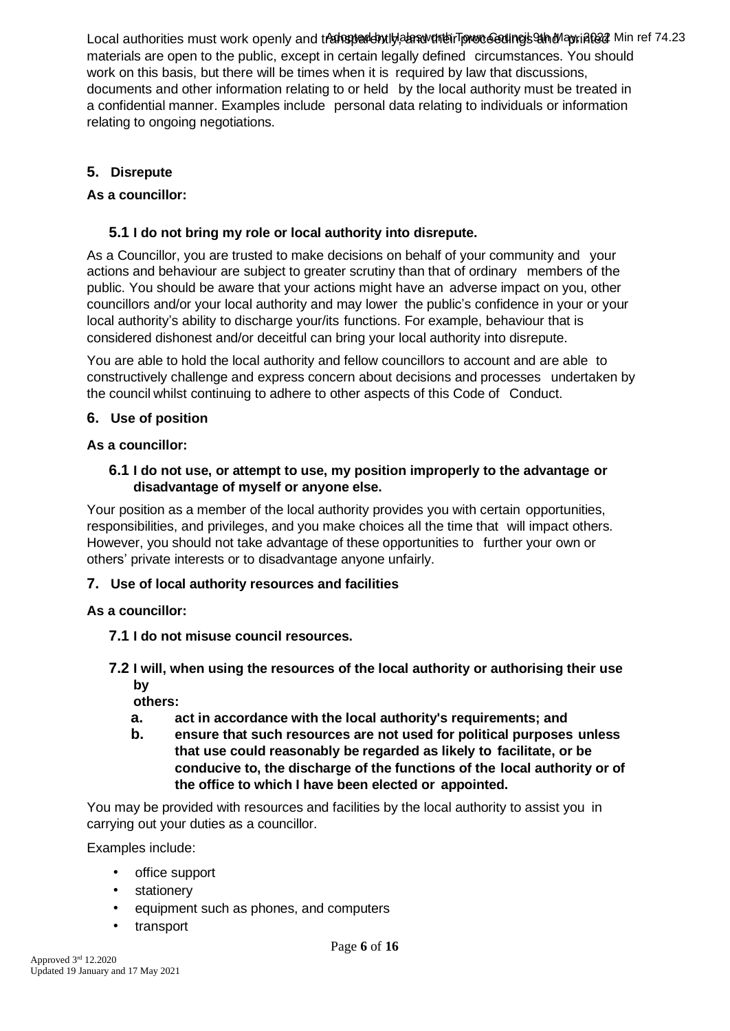Local authorities must work openly and transparently, and their proceedings and printed materials are open to the public, except in certain legally defined circumstances. You should work on this basis, but there will be times when it is required by law that discussions, documents and other information relating to or held by the local authority must be treated in a confidential manner. Examples include personal data relating to individuals or information relating to ongoing negotiations.

## 5. Disrepute

**As a councillor:**

### 5.1 I do not bring my role or local authority into disrepute.

As a Councillor, you are trusted to make decisions on behalf of your community and your actions and behaviour are subject to greater scrutiny than that of ordinary members of the public. You should be aware that your actions might have an adverse impact on you, other councillors and/or your local authority and may lower the public's confidence in your or your local authority's ability to discharge your/its functions. For example, behaviour that is considered dishonest and/or deceitful can bring your local authority into disrepute.

You are able to hold the local authority and fellow councillors to account and are able to constructively challenge and express concern about decisions and processes undertaken by the council whilst continuing to adhere to other aspects of this Code of Conduct.

## 6. Use of position

**As a councillor:**

### 6.1 I do not use, or attempt to use, my position improperly to the advantage or disadvantage of myself or anyone else.

Your position as a member of the local authority provides you with certain opportunities, responsibilities, and privileges, and you make choices all the time that will impact others. However, you should not take advantage of these opportunities to further your own or others' private interests or to disadvantage anyone unfairly.

## 7. Use of local authority resources and facilities

**As a councillor:**

### 7.1 I do not misuse council resources.

### 7.2 I will, when using the resources of the local authority or authorising their use by others:

- **a. act in accordance with the local authority's requirements; and**
- **b. ensure that such resources are not used for political purposes unless that use could reasonably be regarded as likely to facilitate, or be conducive to, the discharge of the functions of the local authority or of the office to which I have been elected or appointed.**

You may be provided with resources and facilities by the local authority to assist you in carrying out your duties as a councillor.

Examples include:

- office support
- stationery
- equipment such as phones, and computers
- transport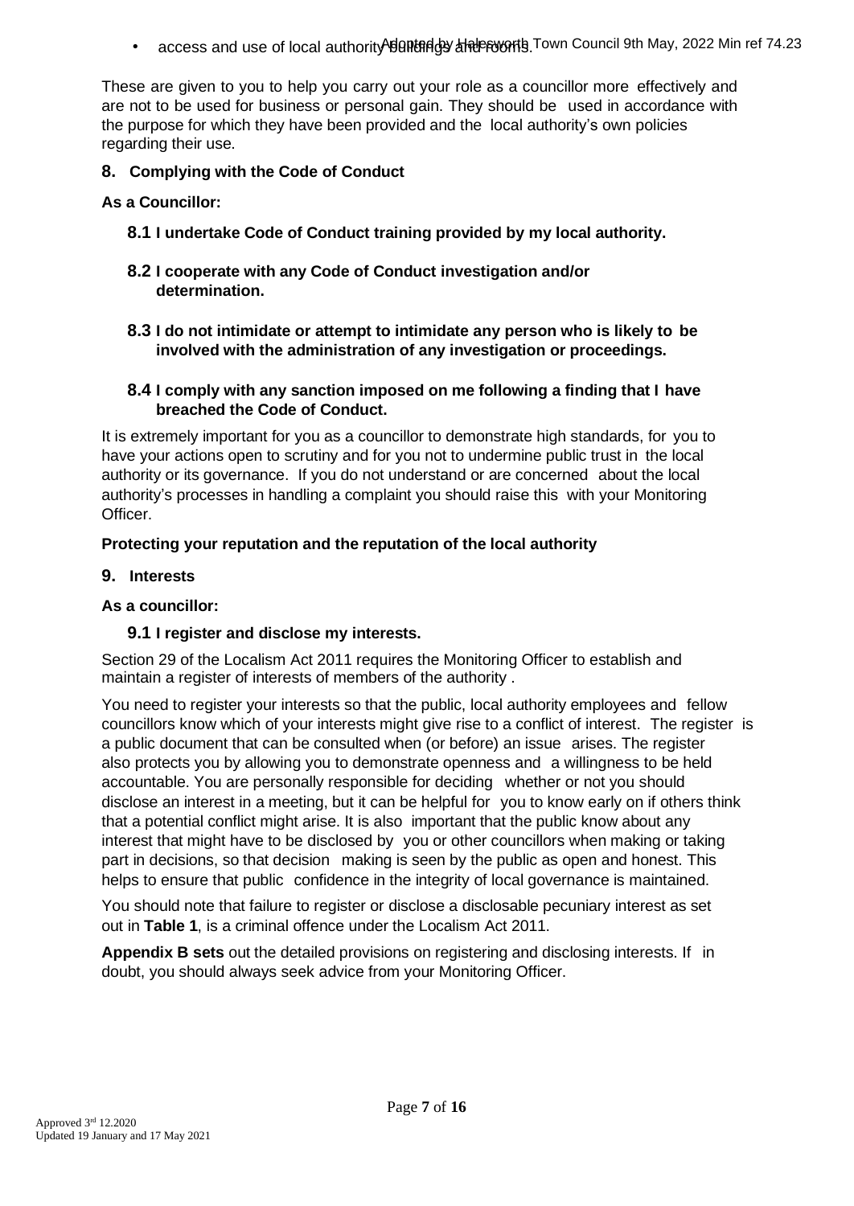- access and use of local authority buildings and rooms.

These are given to you to help you carry out your role as a councillor more effectively and are not to be used for business or personal gain. They should be used in accordance with the purpose for which they have been provided and the local authority's own policies regarding their use.

## 8. Complying with the Code of Conduct

**As a Councillor:**

**8.1 I undertake Code of Conduct training provided by my local authority.**

**8.2 I cooperate with any Code of Conduct investigation and/or determination.**

**8.3 I do not intimidate or attempt to intimidate any person who is likely to be involved with the administration of any investigation or proceedings.**

**8.4 I comply with any sanction imposed on me following a finding that I have breached the Code of Conduct.**

It is extremely important for you as a councillor to demonstrate high standards, for you to have your actions open to scrutiny and for you not to undermine public trust in the local authority or its governance. If you do not understand or are concerned about the local authority's processes in handling a complaint you should raise this with your Monitoring Officer.

**Protecting your reputation and the reputation of the local authority**

## 9. Interests

**As a councillor:**

**9.1 I register and disclose my interests.**

Section 29 of the Localism Act 2011 requires the Monitoring Officer to establish and maintain a register of interests of members of the authority .

You need to register your interests so that the public, local authority employees and fellow councillors know which of your interests might give rise to a conflict of interest. The register is a public document that can be consulted when (or before) an issue arises. The register also protects you by allowing you to demonstrate openness and a willingness to be held accountable. You are personally responsible for deciding whether or not you should disclose an interest in a meeting, but it can be helpful for you to know early on if others think that a potential conflict might arise. It is also important that the public know about any interest that might have to be disclosed by you or other councillors when making or taking part in decisions, so that decision making is seen by the public as open and honest. This helps to ensure that public confidence in the integrity of local governance is maintained.

You should note that failure to register or disclose a disclosable pecuniary interest as set out in **Table 1**, is a criminal offence under the Localism Act 2011.

**Appendix B sets** out the detailed provisions on registering and disclosing interests. If in doubt, you should always seek advice from your Monitoring Officer.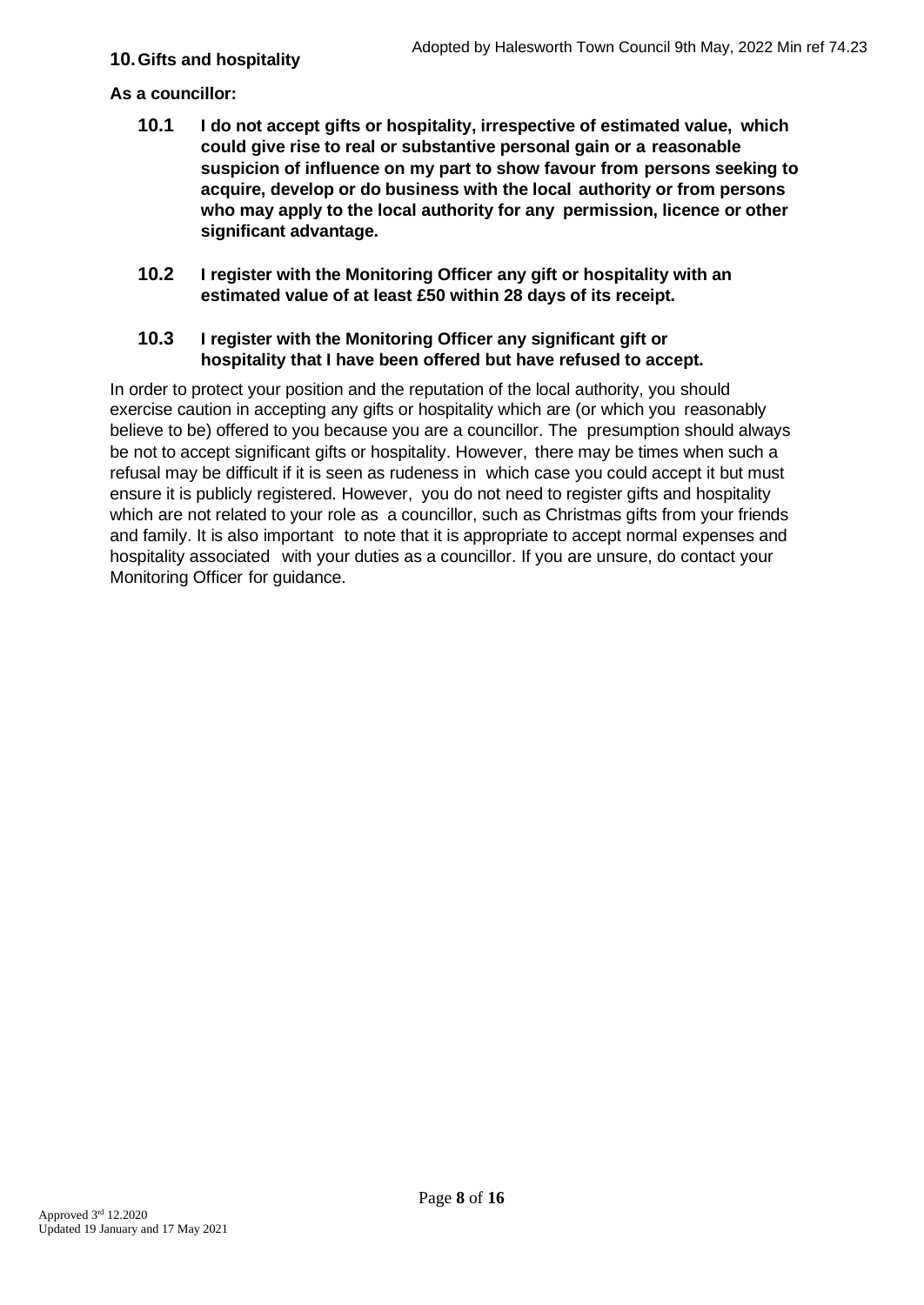## 10. Gifts and hospitality

**As a councillor:**

**10.1 I do not accept gifts or hospitality, irrespective of estimated value, which could give rise to real or substantive personal gain or a reasonable suspicion of influence on my part to show favour from persons seeking to acquire, develop or do business with the local authority or from persons who may apply to the local authority for any permission, licence or other significant advantage.**

**10.2 I register with the Monitoring Officer any gift or hospitality with an estimated value of at least £50 within 28 days of its receipt.**

**10.3 I register with the Monitoring Officer any significant gift or hospitality that I have been offered but have refused to accept.**

In order to protect your position and the reputation of the local authority, you should exercise caution in accepting any gifts or hospitality which are (or which you reasonably believe to be) offered to you because you are a councillor. The presumption should always be not to accept significant gifts or hospitality. However, there may be times when such a refusal may be difficult if it is seen as rudeness in which case you could accept it but must ensure it is publicly registered. However, you do not need to register gifts and hospitality which are not related to your role as a councillor, such as Christmas gifts from your friends and family. It is also important to note that it is appropriate to accept normal expenses and hospitality associated with your duties as a councillor. If you are unsure, do contact your Monitoring Officer for guidance.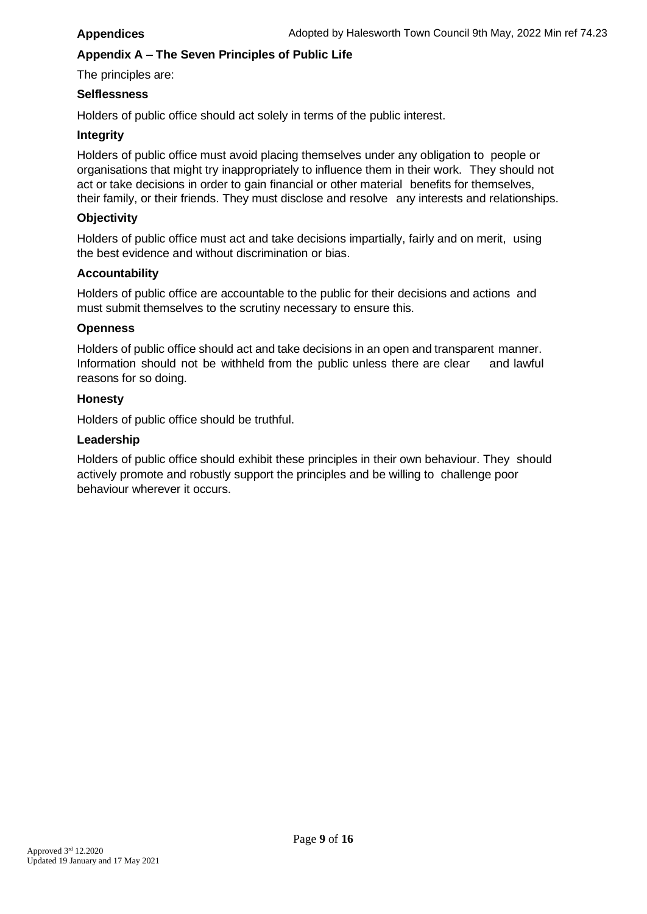## Appendix A – The Seven Principles of Public Life

The principles are:

### Selflessness

Holders of public office should act solely in terms of the public interest.

### Integrity

Holders of public office must avoid placing themselves under any obligation to people or organisations that might try inappropriately to influence them in their work. They should not act or take decisions in order to gain financial or other material benefits for themselves, their family, or their friends. They must disclose and resolve any interests and relationships.

### Objectivity

Holders of public office must act and take decisions impartially, fairly and on merit, using the best evidence and without discrimination or bias.

### Accountability

Holders of public office are accountable to the public for their decisions and actions and must submit themselves to the scrutiny necessary to ensure this.

### Openness

Holders of public office should act and take decisions in an open and transparent manner. Information should not be withheld from the public unless there are clear and lawful reasons for so doing.

### Honesty

Holders of public office should be truthful.

### Leadership

Holders of public office should exhibit these principles in their own behaviour. They should actively promote and robustly support the principles and be willing to challenge poor behaviour wherever it occurs.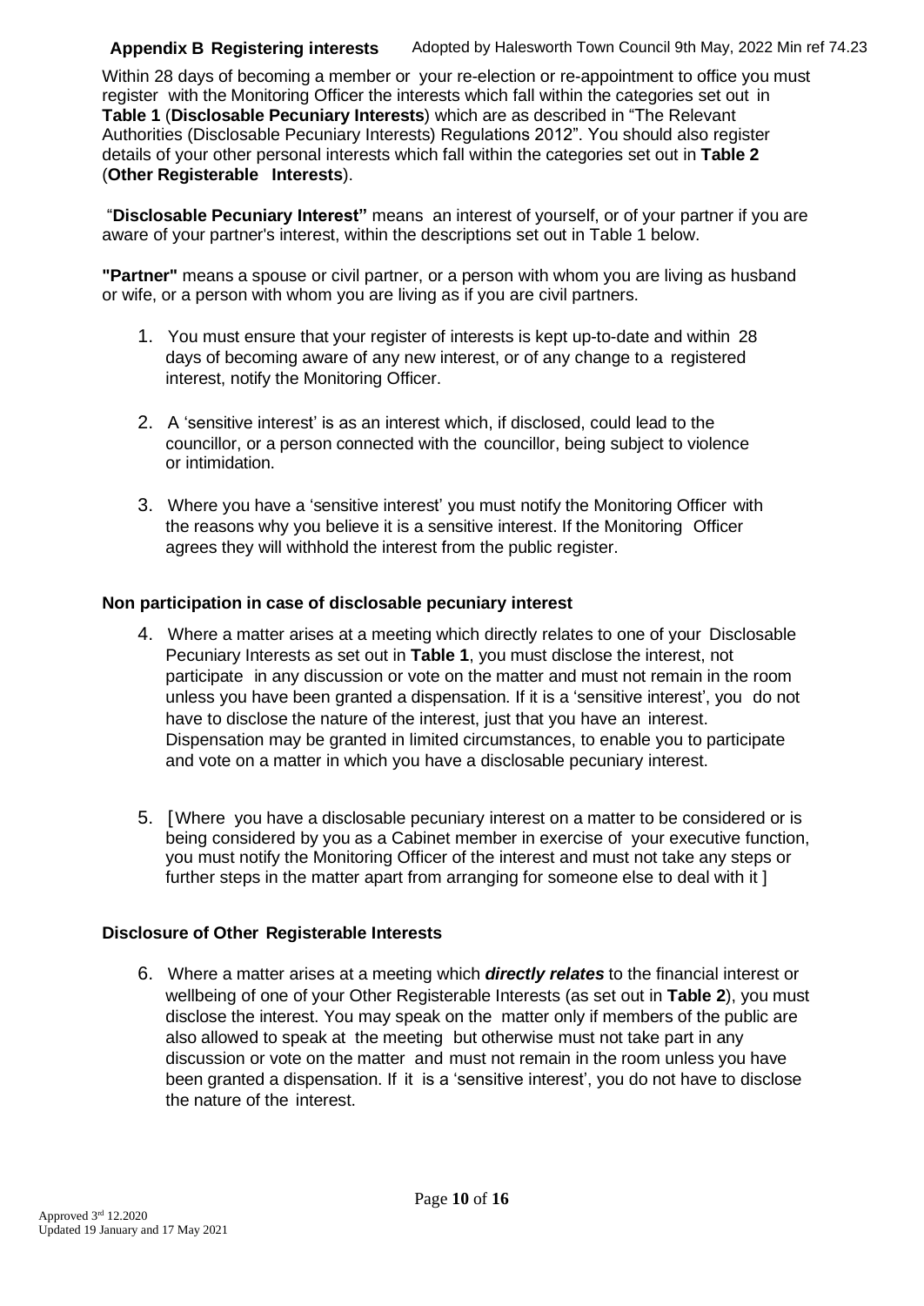## Appendix B Registering interests

Adopted by Halesworth Town Council 9th May, 2022 Min ref 74.23

Within 28 days of becoming a member or your re-election or re-appointment to office you must register with the Monitoring Officer the interests which fall within the categories set out in **Table 1** (**Disclosable Pecuniary Interests**) which are as described in "The Relevant Authorities (Disclosable Pecuniary Interests) Regulations 2012". You should also register details of your other personal interests which fall within the categories set out in **Table 2** (**Other Registerable Interests**).

"**Disclosable Pecuniary Interest"** means an interest of yourself, or of your partner if you are aware of your partner's interest, within the descriptions set out in Table 1 below.

**"Partner"** means a spouse or civil partner, or a person with whom you are living as husband or wife, or a person with whom you are living as if you are civil partners.

1. You must ensure that your register of interests is kept up-to-date and within 28 days of becoming aware of any new interest, or of any change to a registered interest, notify the Monitoring Officer.

2. A 'sensitive interest' is as an interest which, if disclosed, could lead to the councillor, or a person connected with the councillor, being subject to violence or intimidation.

3. Where you have a 'sensitive interest' you must notify the Monitoring Officer with the reasons why you believe it is a sensitive interest. If the Monitoring Officer agrees they will withhold the interest from the public register.

### Non participation in case of disclosable pecuniary interest

4. Where a matter arises at a meeting which directly relates to one of your Disclosable Pecuniary Interests as set out in **Table 1**, you must disclose the interest, not participate in any discussion or vote on the matter and must not remain in the room unless you have been granted a dispensation. If it is a 'sensitive interest', you do not have to disclose the nature of the interest, just that you have an interest. Dispensation may be granted in limited circumstances, to enable you to participate and vote on a matter in which you have a disclosable pecuniary interest.

5. [Where you have a disclosable pecuniary interest on a matter to be considered or is being considered by you as a Cabinet member in exercise of your executive function, you must notify the Monitoring Officer of the interest and must not take any steps or further steps in the matter apart from arranging for someone else to deal with it ]

### Disclosure of Other Registerable Interests

6. Where a matter arises at a meeting which ***directly relates*** to the financial interest or wellbeing of one of your Other Registerable Interests (as set out in **Table 2**), you must disclose the interest. You may speak on the matter only if members of the public are also allowed to speak at the meeting but otherwise must not take part in any discussion or vote on the matter and must not remain in the room unless you have been granted a dispensation. If it is a 'sensitive interest', you do not have to disclose the nature of the interest.

Approved 3rd 12.2020
Updated 19 January and 17 May 2021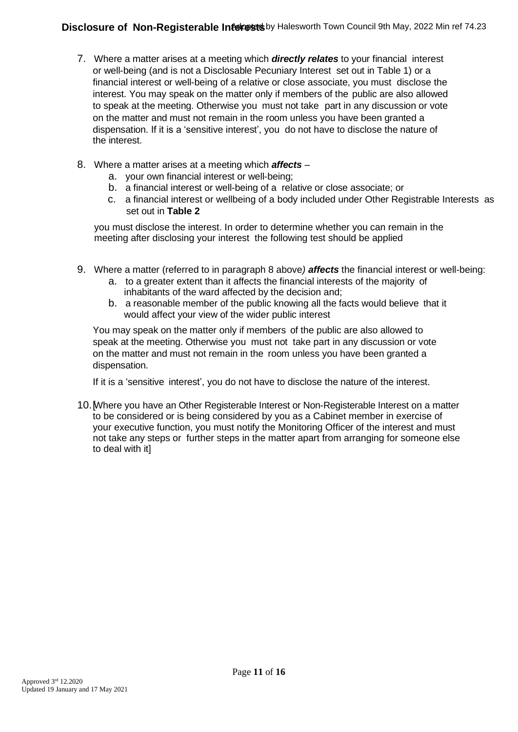## Disclosure of Non-Registerable Interests

7. Where a matter arises at a meeting which ***directly relates*** to your financial interest or well-being (and is not a Disclosable Pecuniary Interest set out in Table 1) or a financial interest or well-being of a relative or close associate, you must disclose the interest. You may speak on the matter only if members of the public are also allowed to speak at the meeting. Otherwise you must not take part in any discussion or vote on the matter and must not remain in the room unless you have been granted a dispensation. If it is a 'sensitive interest', you do not have to disclose the nature of the interest.

8. Where a matter arises at a meeting which ***affects*** –
   a. your own financial interest or well-being;
   b. a financial interest or well-being of a relative or close associate; or
   c. a financial interest or wellbeing of a body included under Other Registrable Interests as set out in **Table 2**

   you must disclose the interest. In order to determine whether you can remain in the meeting after disclosing your interest the following test should be applied

9. Where a matter (referred to in paragraph 8 above*)* ***affects*** the financial interest or well-being:
   a. to a greater extent than it affects the financial interests of the majority of inhabitants of the ward affected by the decision and;
   b. a reasonable member of the public knowing all the facts would believe that it would affect your view of the wider public interest

   You may speak on the matter only if members of the public are also allowed to speak at the meeting. Otherwise you must not take part in any discussion or vote on the matter and must not remain in the room unless you have been granted a dispensation.

   If it is a 'sensitive interest', you do not have to disclose the nature of the interest.

10. [Where you have an Other Registerable Interest or Non-Registerable Interest on a matter to be considered or is being considered by you as a Cabinet member in exercise of your executive function, you must notify the Monitoring Officer of the interest and must not take any steps or further steps in the matter apart from arranging for someone else to deal with it]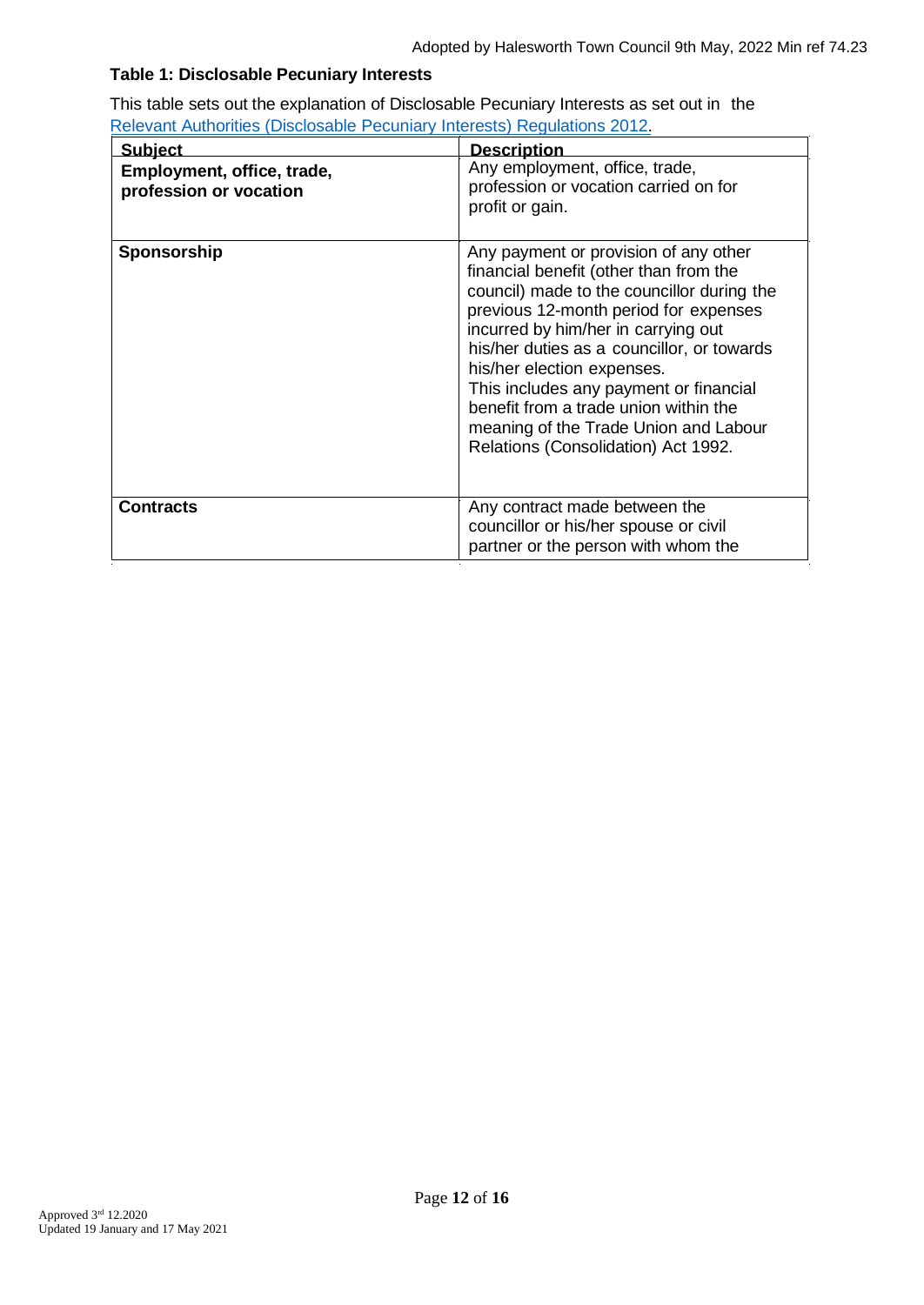**Table 1: Disclosable Pecuniary Interests**

This table sets out the explanation of Disclosable Pecuniary Interests as set out in the [Relevant Authorities (Disclosable Pecuniary Interests) Regulations 2012](#).

| Subject | Description |
|---|---|
| **Employment, office, trade, profession or vocation** | Any employment, office, trade, profession or vocation carried on for profit or gain. |
| **Sponsorship** | Any payment or provision of any other financial benefit (other than from the council) made to the councillor during the previous 12-month period for expenses incurred by him/her in carrying out his/her duties as a councillor, or towards his/her election expenses.<br>This includes any payment or financial benefit from a trade union within the meaning of the Trade Union and Labour Relations (Consolidation) Act 1992. |
| **Contracts** | Any contract made between the councillor or his/her spouse or civil partner or the person with whom the |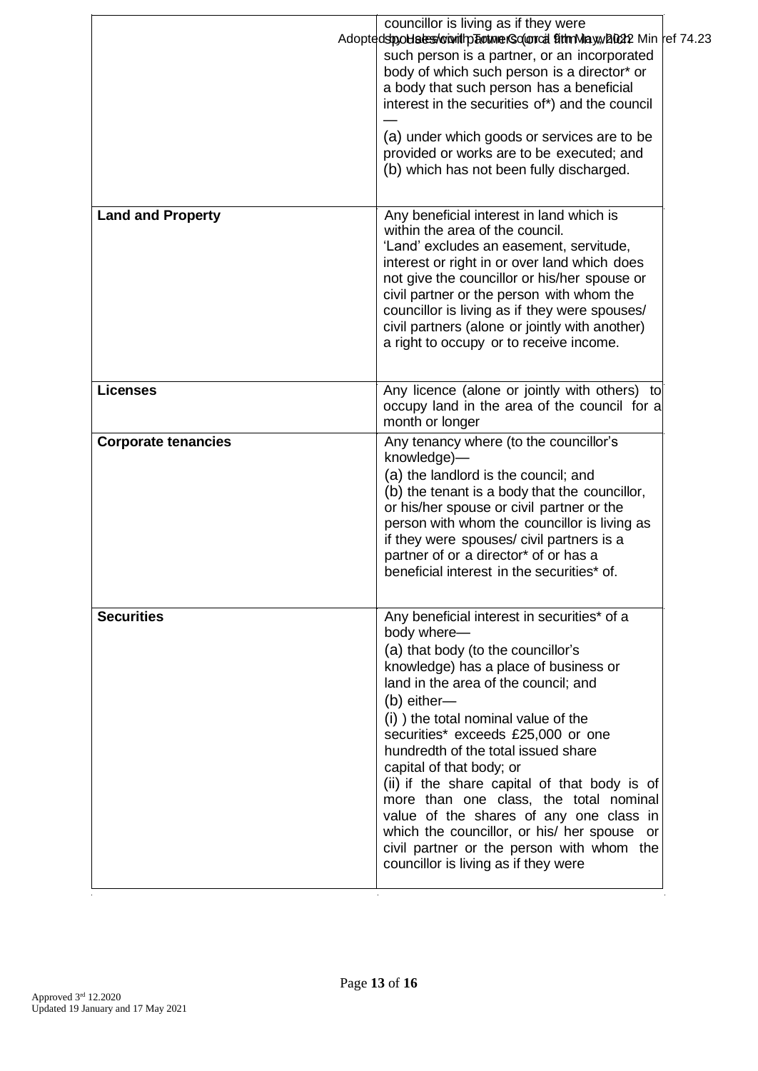| | |
|---|---|
| | councillor is living as if they were spouses/civil partners (or a firm in which such person is a partner, or an incorporated body of which such person is a director* or a body that such person has a beneficial interest in the securities of*) and the council —<br>(a) under which goods or services are to be provided or works are to be executed; and<br>(b) which has not been fully discharged. |
| **Land and Property** | Any beneficial interest in land which is within the area of the council.<br>'Land' excludes an easement, servitude, interest or right in or over land which does not give the councillor or his/her spouse or civil partner or the person with whom the councillor is living as if they were spouses/ civil partners (alone or jointly with another) a right to occupy or to receive income. |
| **Licenses** | Any licence (alone or jointly with others) to occupy land in the area of the council for a month or longer |
| **Corporate tenancies** | Any tenancy where (to the councillor's knowledge)—<br>(a) the landlord is the council; and<br>(b) the tenant is a body that the councillor, or his/her spouse or civil partner or the person with whom the councillor is living as if they were spouses/ civil partners is a partner of or a director* of or has a beneficial interest in the securities* of. |
| **Securities** | Any beneficial interest in securities* of a body where—<br>(a) that body (to the councillor's knowledge) has a place of business or land in the area of the council; and<br>(b) either—<br>(i) ) the total nominal value of the securities* exceeds £25,000 or one hundredth of the total issued share capital of that body; or<br>(ii) if the share capital of that body is of more than one class, the total nominal value of the shares of any one class in which the councillor, or his/ her spouse or civil partner or the person with whom the councillor is living as if they were |

Adopted by Hales with Tonners Council 9th May 2022 Min ref 74.23

Approved 3rd 12.2020
Updated 19 January and 17 May 2021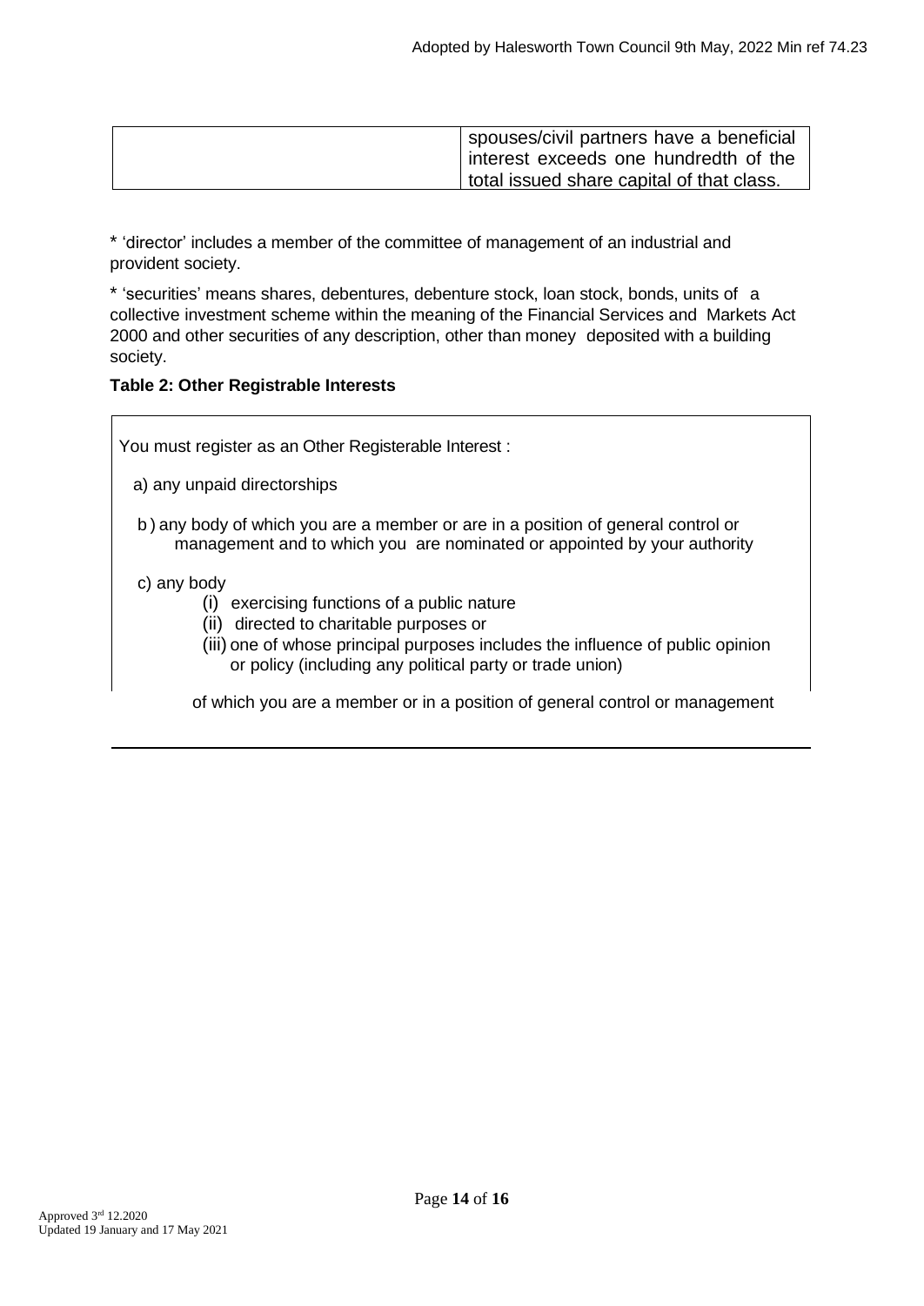|  | spouses/civil partners have a beneficial interest exceeds one hundredth of the total issued share capital of that class. |
|---|---|

* 'director' includes a member of the committee of management of an industrial and provident society.

* 'securities' means shares, debentures, debenture stock, loan stock, bonds, units of a collective investment scheme within the meaning of the Financial Services and Markets Act 2000 and other securities of any description, other than money deposited with a building society.

**Table 2: Other Registrable Interests**

You must register as an Other Registerable Interest :

a) any unpaid directorships

b ) any body of which you are a member or are in a position of general control or management and to which you are nominated or appointed by your authority

c) any body

(i) exercising functions of a public nature

(ii) directed to charitable purposes or

(iii) one of whose principal purposes includes the influence of public opinion or policy (including any political party or trade union)

of which you are a member or in a position of general control or management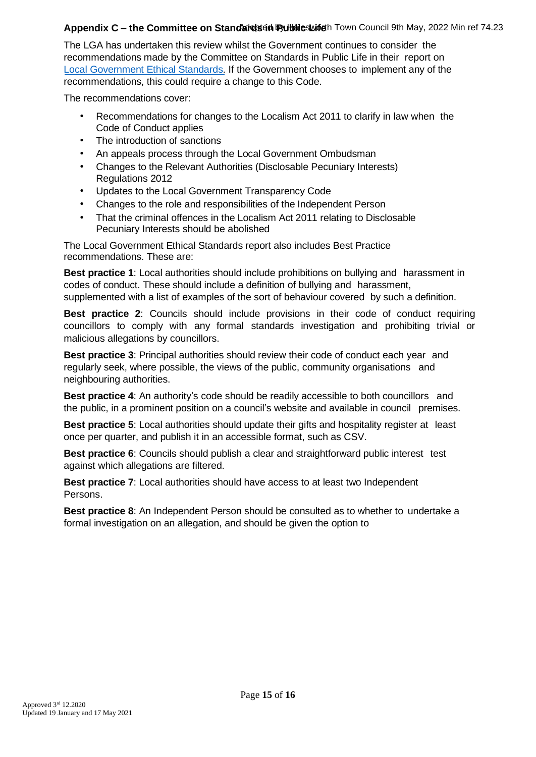## Appendix C – the Committee on Standards in Public Life

The LGA has undertaken this review whilst the Government continues to consider the recommendations made by the Committee on Standards in Public Life in their report on Local Government Ethical Standards. If the Government chooses to implement any of the recommendations, this could require a change to this Code.

The recommendations cover:

- Recommendations for changes to the Localism Act 2011 to clarify in law when the Code of Conduct applies
- The introduction of sanctions
- An appeals process through the Local Government Ombudsman
- Changes to the Relevant Authorities (Disclosable Pecuniary Interests) Regulations 2012
- Updates to the Local Government Transparency Code
- Changes to the role and responsibilities of the Independent Person
- That the criminal offences in the Localism Act 2011 relating to Disclosable Pecuniary Interests should be abolished

The Local Government Ethical Standards report also includes Best Practice recommendations. These are:

**Best practice 1**: Local authorities should include prohibitions on bullying and harassment in codes of conduct. These should include a definition of bullying and harassment, supplemented with a list of examples of the sort of behaviour covered by such a definition.

**Best practice 2**: Councils should include provisions in their code of conduct requiring councillors to comply with any formal standards investigation and prohibiting trivial or malicious allegations by councillors.

**Best practice 3**: Principal authorities should review their code of conduct each year and regularly seek, where possible, the views of the public, community organisations and neighbouring authorities.

**Best practice 4**: An authority's code should be readily accessible to both councillors and the public, in a prominent position on a council's website and available in council premises.

**Best practice 5**: Local authorities should update their gifts and hospitality register at least once per quarter, and publish it in an accessible format, such as CSV.

**Best practice 6**: Councils should publish a clear and straightforward public interest test against which allegations are filtered.

**Best practice 7**: Local authorities should have access to at least two Independent Persons.

**Best practice 8**: An Independent Person should be consulted as to whether to undertake a formal investigation on an allegation, and should be given the option to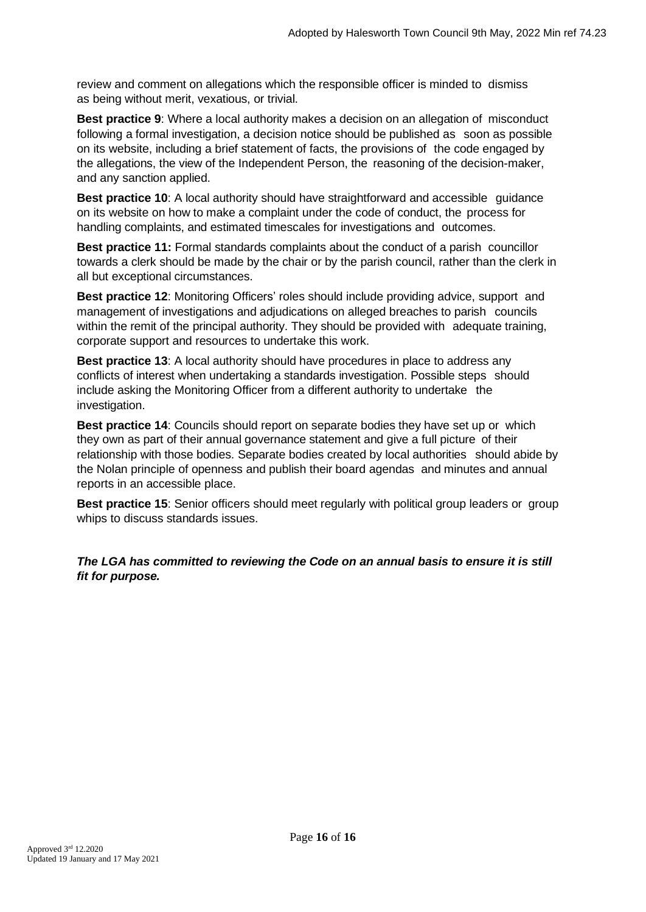review and comment on allegations which the responsible officer is minded to dismiss as being without merit, vexatious, or trivial.

**Best practice 9**: Where a local authority makes a decision on an allegation of misconduct following a formal investigation, a decision notice should be published as soon as possible on its website, including a brief statement of facts, the provisions of the code engaged by the allegations, the view of the Independent Person, the reasoning of the decision-maker, and any sanction applied.

**Best practice 10**: A local authority should have straightforward and accessible guidance on its website on how to make a complaint under the code of conduct, the process for handling complaints, and estimated timescales for investigations and outcomes.

**Best practice 11:** Formal standards complaints about the conduct of a parish councillor towards a clerk should be made by the chair or by the parish council, rather than the clerk in all but exceptional circumstances.

**Best practice 12**: Monitoring Officers' roles should include providing advice, support and management of investigations and adjudications on alleged breaches to parish councils within the remit of the principal authority. They should be provided with adequate training, corporate support and resources to undertake this work.

**Best practice 13**: A local authority should have procedures in place to address any conflicts of interest when undertaking a standards investigation. Possible steps should include asking the Monitoring Officer from a different authority to undertake the investigation.

**Best practice 14**: Councils should report on separate bodies they have set up or which they own as part of their annual governance statement and give a full picture of their relationship with those bodies. Separate bodies created by local authorities should abide by the Nolan principle of openness and publish their board agendas and minutes and annual reports in an accessible place.

**Best practice 15**: Senior officers should meet regularly with political group leaders or group whips to discuss standards issues.

***The LGA has committed to reviewing the Code on an annual basis to ensure it is still fit for purpose.***